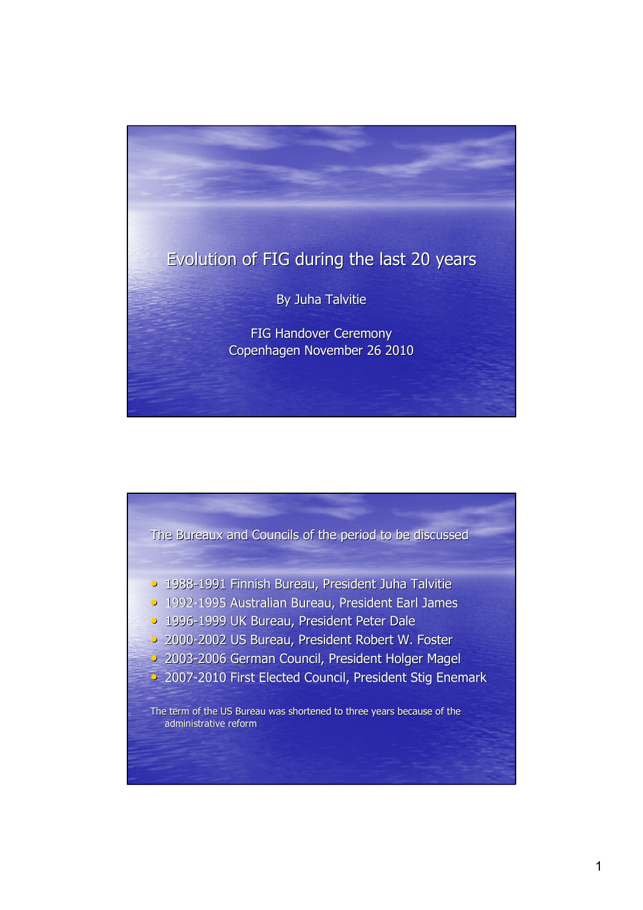# Evolution of FIG during the last 20 years

By Juha Talvitie

FIG Handover Ceremony
Copenhagen November 26 2010

## The Bureaux and Councils of the period to be discussed

- 1988-1991 Finnish Bureau, President Juha Talvitie
- 1992-1995 Australian Bureau, President Earl James
- 1996-1999 UK Bureau, President Peter Dale
- 2000-2002 US Bureau, President Robert W. Foster
- 2003-2006 German Council, President Holger Magel
- 2007-2010 First Elected Council, President Stig Enemark

The term of the US Bureau was shortened to three years because of the administrative reform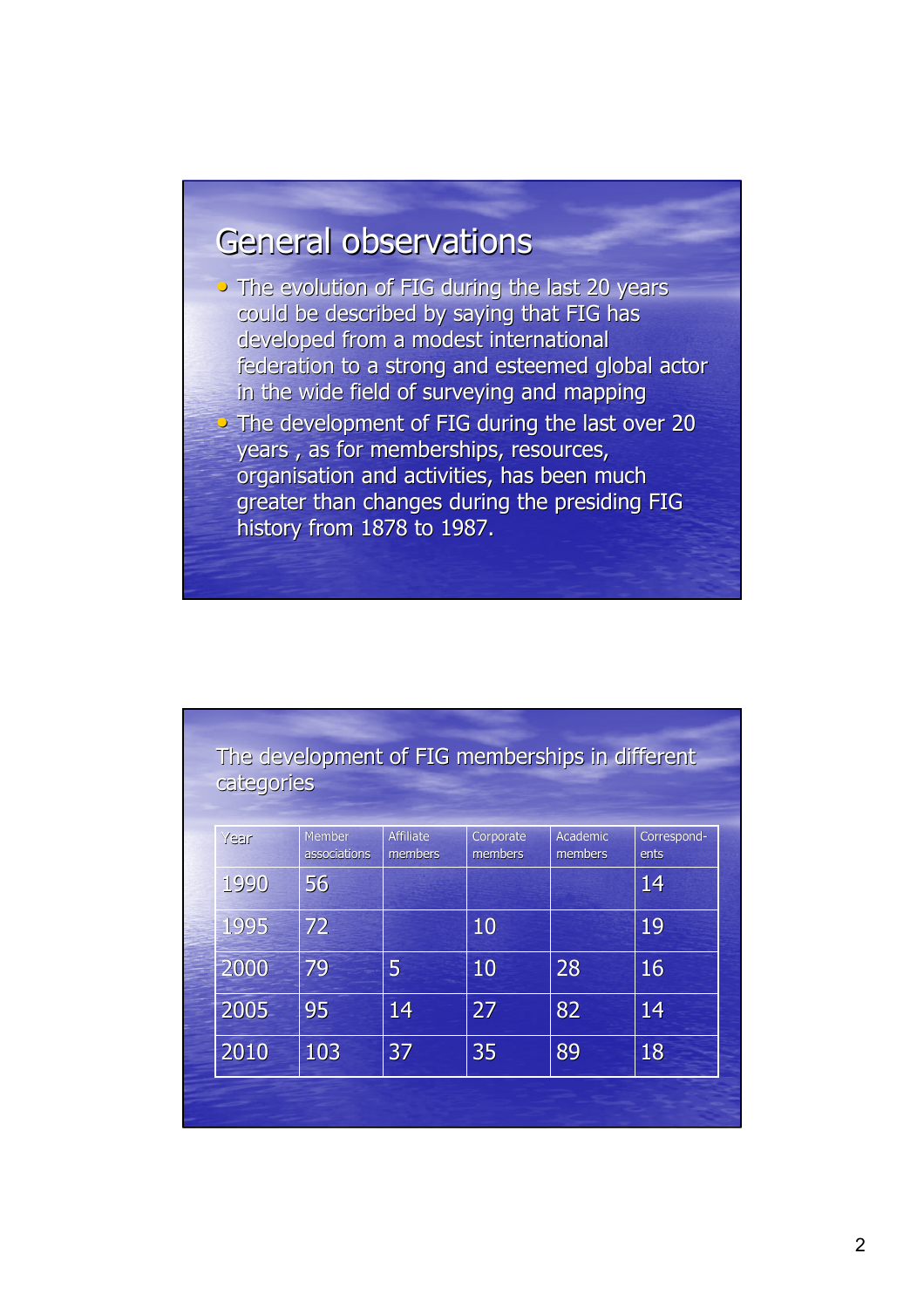## General observations

- The evolution of FIG during the last 20 years could be described by saying that FIG has developed from a modest international federation to a strong and esteemed global actor in the wide field of surveying and mapping
- The development of FIG during the last over 20 years , as for memberships, resources, organisation and activities, has been much greater than changes during the presiding FIG history from 1878 to 1987.

### The development of FIG memberships in different categories

| Year | Member associations | Affiliate members | Corporate members | Academic members | Correspond-ents |
|---|---|---|---|---|---|
| 1990 | 56 | | | | 14 |
| 1995 | 72 | | 10 | | 19 |
| 2000 | 79 | 5 | 10 | 28 | 16 |
| 2005 | 95 | 14 | 27 | 82 | 14 |
| 2010 | 103 | 37 | 35 | 89 | 18 |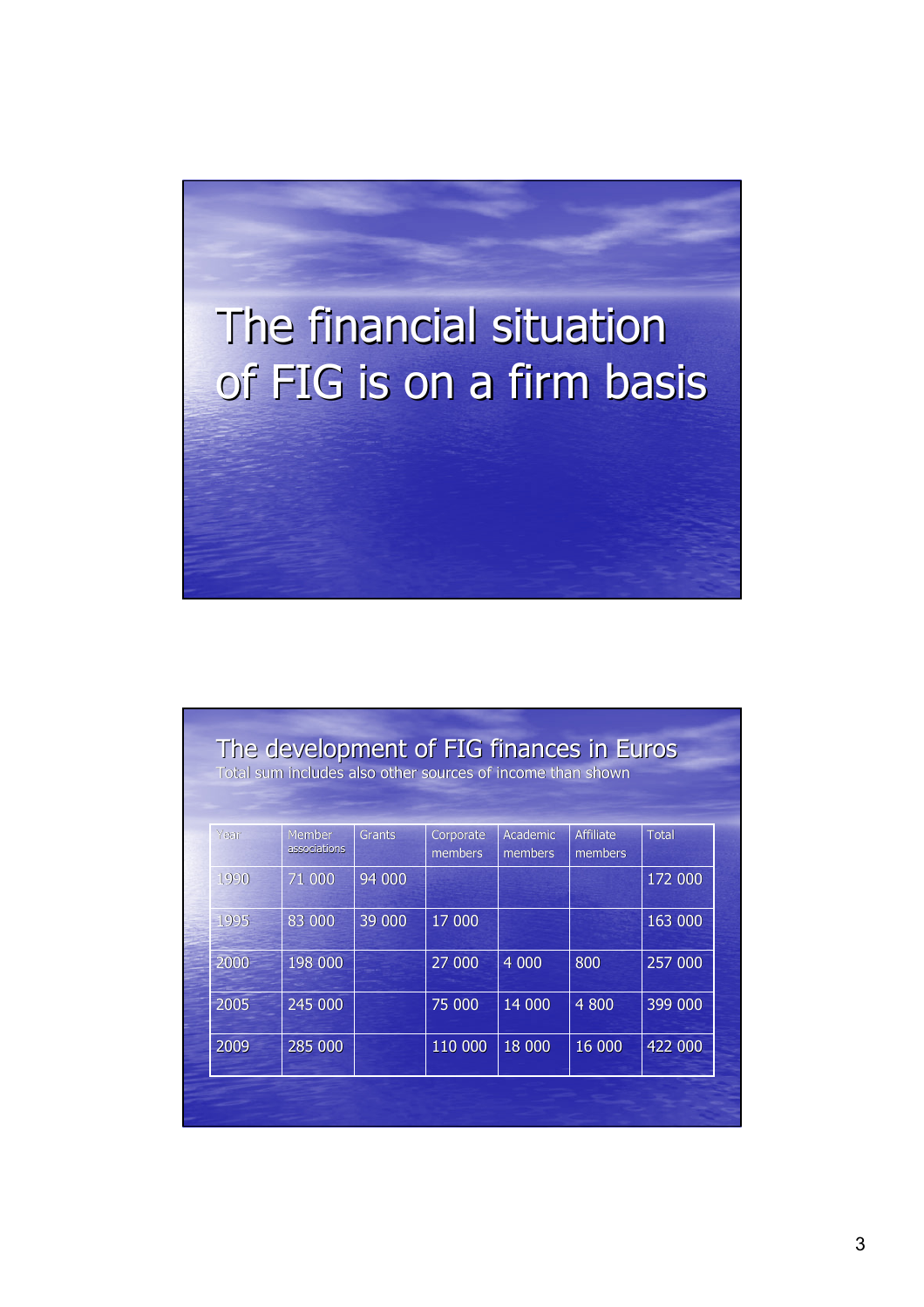# The financial situation of FIG is on a firm basis

## The development of FIG finances in Euros

Total sum includes also other sources of income than shown

| Year | Member associations | Grants | Corporate members | Academic members | Affiliate members | Total |
|---|---|---|---|---|---|---|
| 1990 | 71 000 | 94 000 | | | | 172 000 |
| 1995 | 83 000 | 39 000 | 17 000 | | | 163 000 |
| 2000 | 198 000 | | 27 000 | 4 000 | 800 | 257 000 |
| 2005 | 245 000 | | 75 000 | 14 000 | 4 800 | 399 000 |
| 2009 | 285 000 | | 110 000 | 18 000 | 16 000 | 422 000 |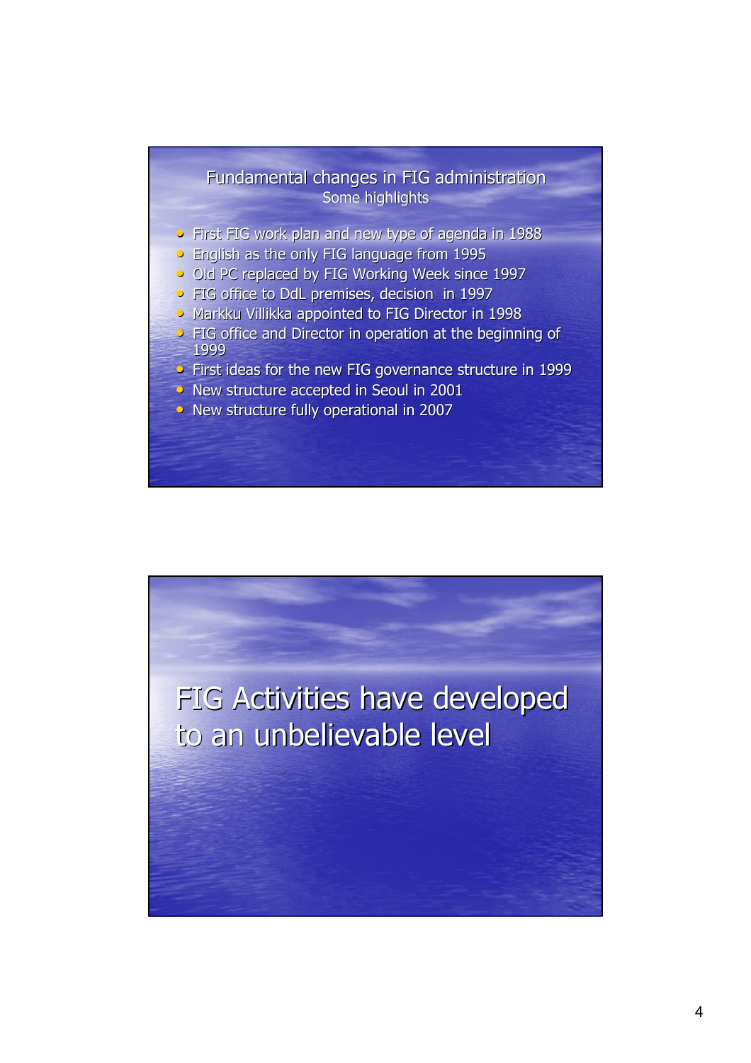## Fundamental changes in FIG administration

Some highlights

- First FIG work plan and new type of agenda in 1988
- English as the only FIG language from 1995
- Old PC replaced by FIG Working Week since 1997
- FIG office to DdL premises, decision in 1997
- Markku Villikka appointed to FIG Director in 1998
- FIG office and Director in operation at the beginning of 1999
- First ideas for the new FIG governance structure in 1999
- New structure accepted in Seoul in 2001
- New structure fully operational in 2007

## FIG Activities have developed to an unbelievable level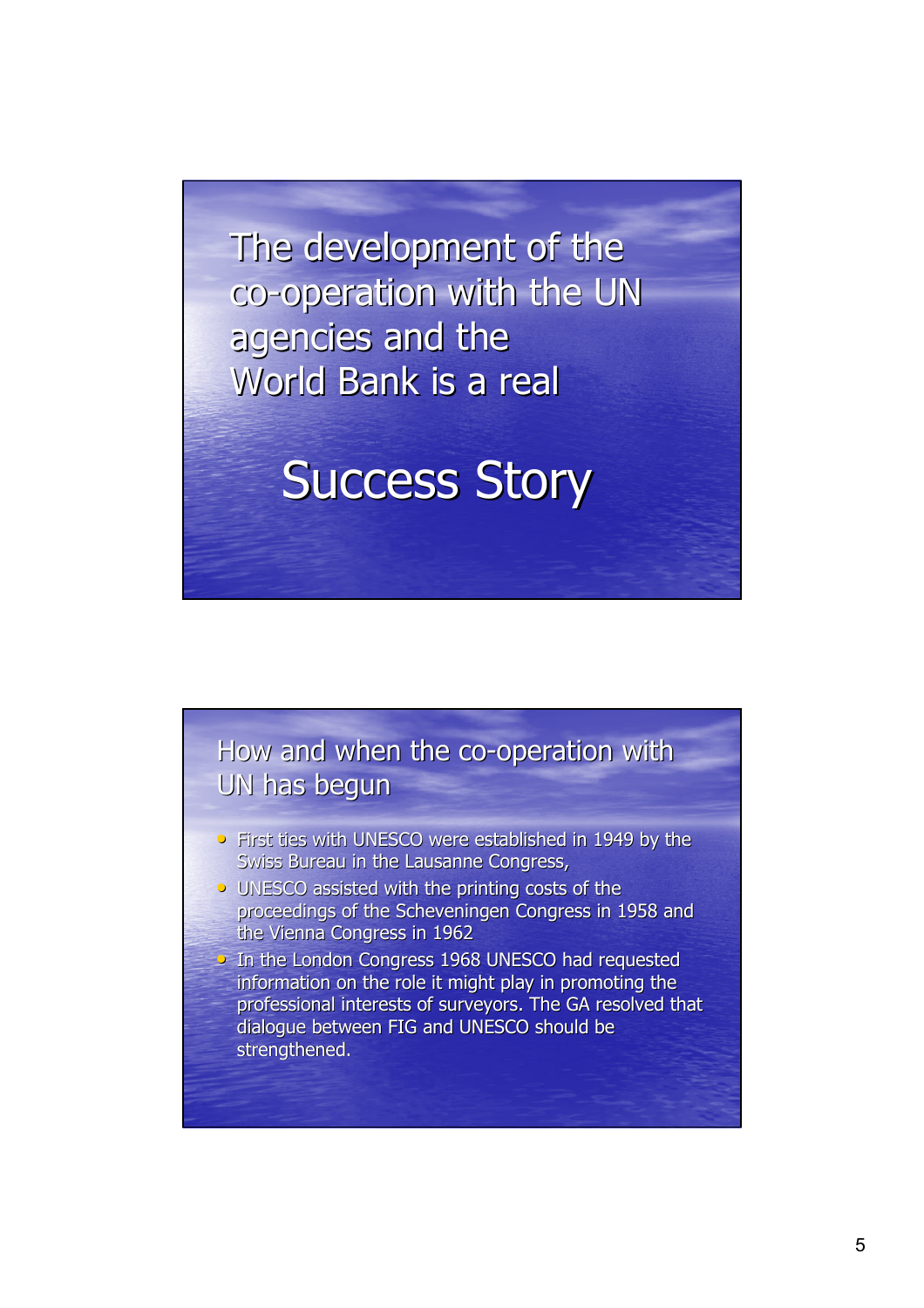# The development of the co-operation with the UN agencies and the World Bank is a real

# Success Story

## How and when the co-operation with UN has begun

- First ties with UNESCO were established in 1949 by the Swiss Bureau in the Lausanne Congress,
- UNESCO assisted with the printing costs of the proceedings of the Scheveningen Congress in 1958 and the Vienna Congress in 1962
- In the London Congress 1968 UNESCO had requested information on the role it might play in promoting the professional interests of surveyors. The GA resolved that dialogue between FIG and UNESCO should be strengthened.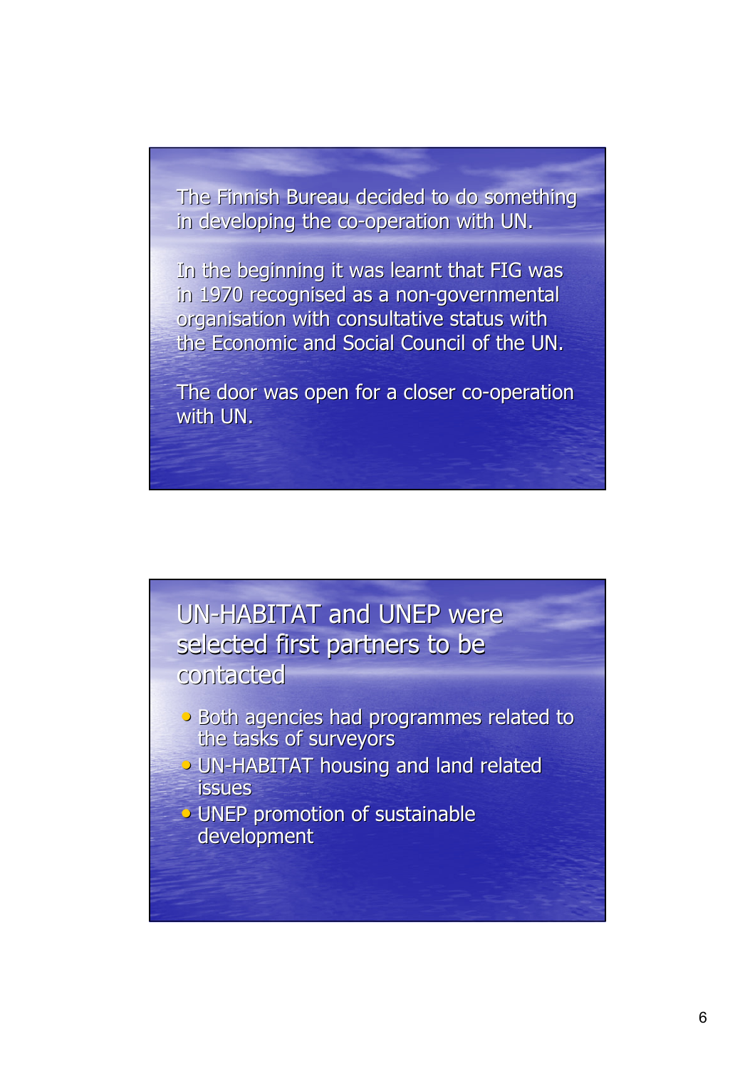The Finnish Bureau decided to do something in developing the co-operation with UN.

In the beginning it was learnt that FIG was in 1970 recognised as a non-governmental organisation with consultative status with the Economic and Social Council of the UN.

The door was open for a closer co-operation with UN.

## UN-HABITAT and UNEP were selected first partners to be contacted

- Both agencies had programmes related to the tasks of surveyors
- UN-HABITAT housing and land related issues
- UNEP promotion of sustainable development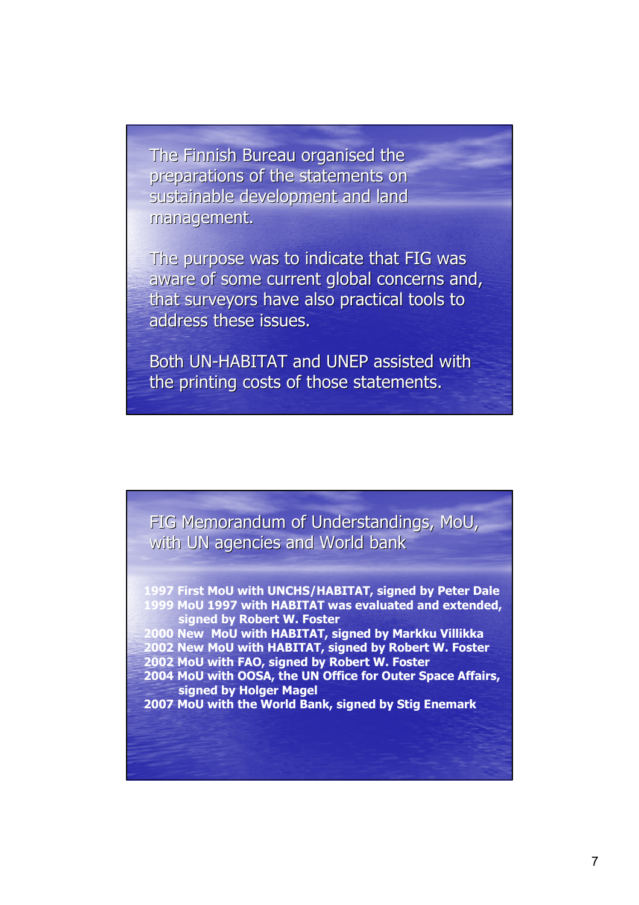The Finnish Bureau organised the preparations of the statements on sustainable development and land management.

The purpose was to indicate that FIG was aware of some current global concerns and, that surveyors have also practical tools to address these issues.

Both UN-HABITAT and UNEP assisted with the printing costs of those statements.

## FIG Memorandum of Understandings, MoU, with UN agencies and World bank

- **1997 First MoU with UNCHS/HABITAT, signed by Peter Dale**
- **1999 MoU 1997 with HABITAT was evaluated and extended, signed by Robert W. Foster**
- **2000 New MoU with HABITAT, signed by Markku Villikka**
- **2002 New MoU with HABITAT, signed by Robert W. Foster**
- **2002 MoU with FAO, signed by Robert W. Foster**
- **2004 MoU with OOSA, the UN Office for Outer Space Affairs, signed by Holger Magel**
- **2007 MoU with the World Bank, signed by Stig Enemark**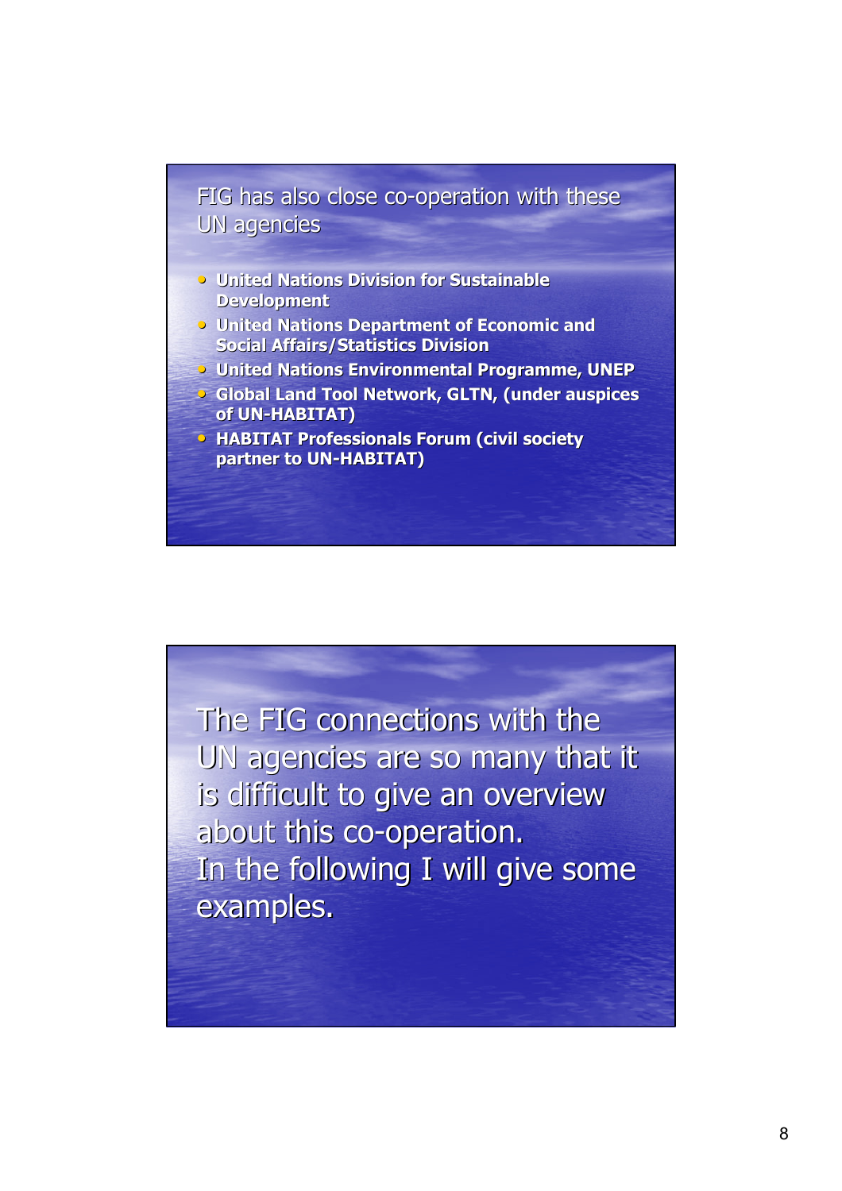## FIG has also close co-operation with these UN agencies

- **United Nations Division for Sustainable Development**
- **United Nations Department of Economic and Social Affairs/Statistics Division**
- **United Nations Environmental Programme, UNEP**
- **Global Land Tool Network, GLTN, (under auspices of UN-HABITAT)**
- **HABITAT Professionals Forum (civil society partner to UN-HABITAT)**

The FIG connections with the UN agencies are so many that it is difficult to give an overview about this co-operation.
In the following I will give some examples.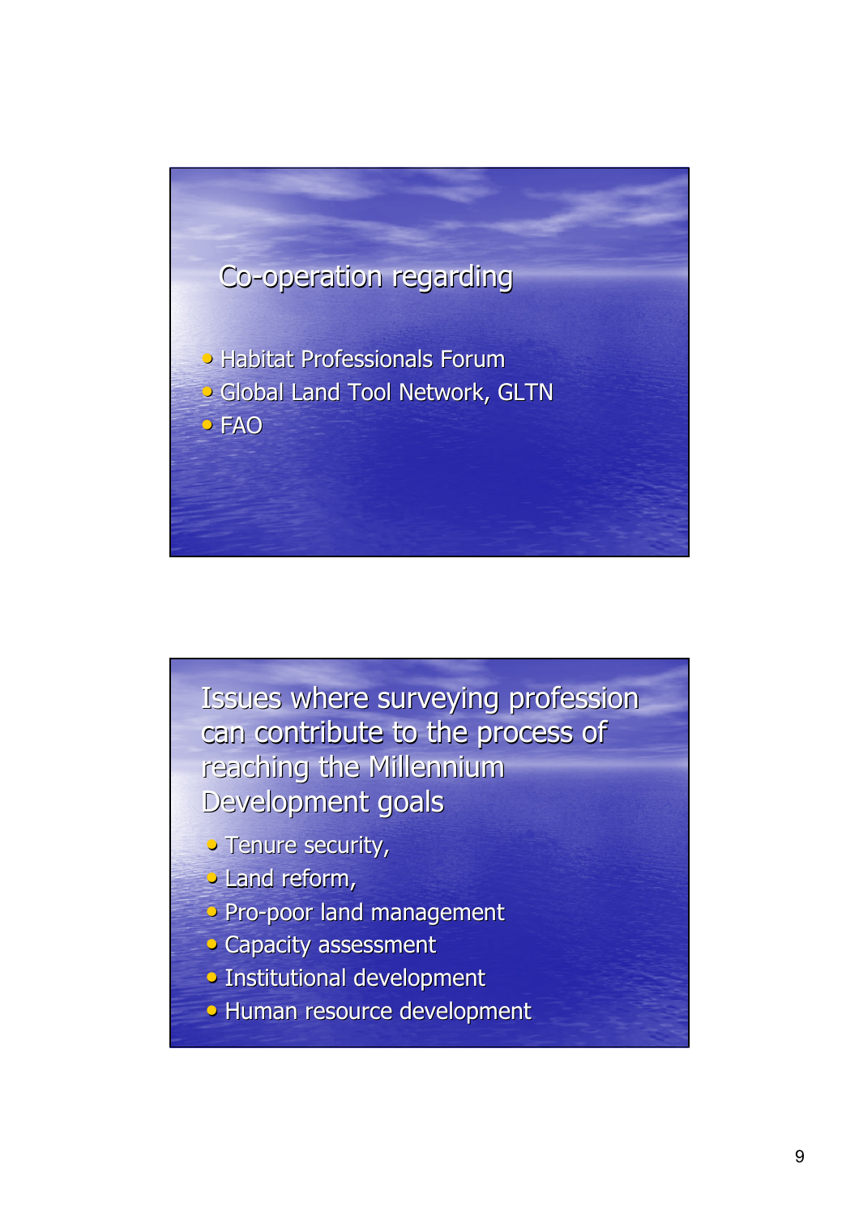## Co-operation regarding

- Habitat Professionals Forum
- Global Land Tool Network, GLTN
- FAO

## Issues where surveying profession can contribute to the process of reaching the Millennium Development goals

- Tenure security,
- Land reform,
- Pro-poor land management
- Capacity assessment
- Institutional development
- Human resource development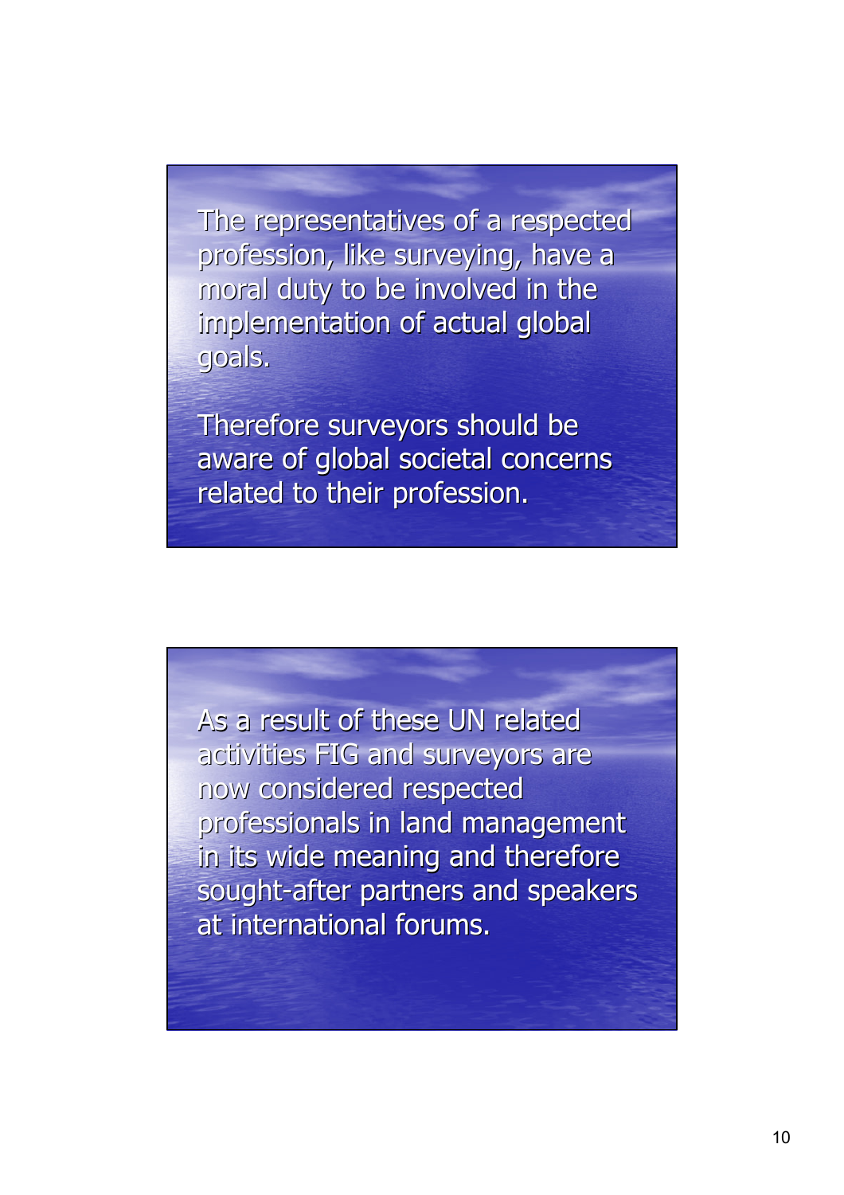The representatives of a respected profession, like surveying, have a moral duty to be involved in the implementation of actual global goals.

Therefore surveyors should be aware of global societal concerns related to their profession.

As a result of these UN related activities FIG and surveyors are now considered respected professionals in land management in its wide meaning and therefore sought-after partners and speakers at international forums.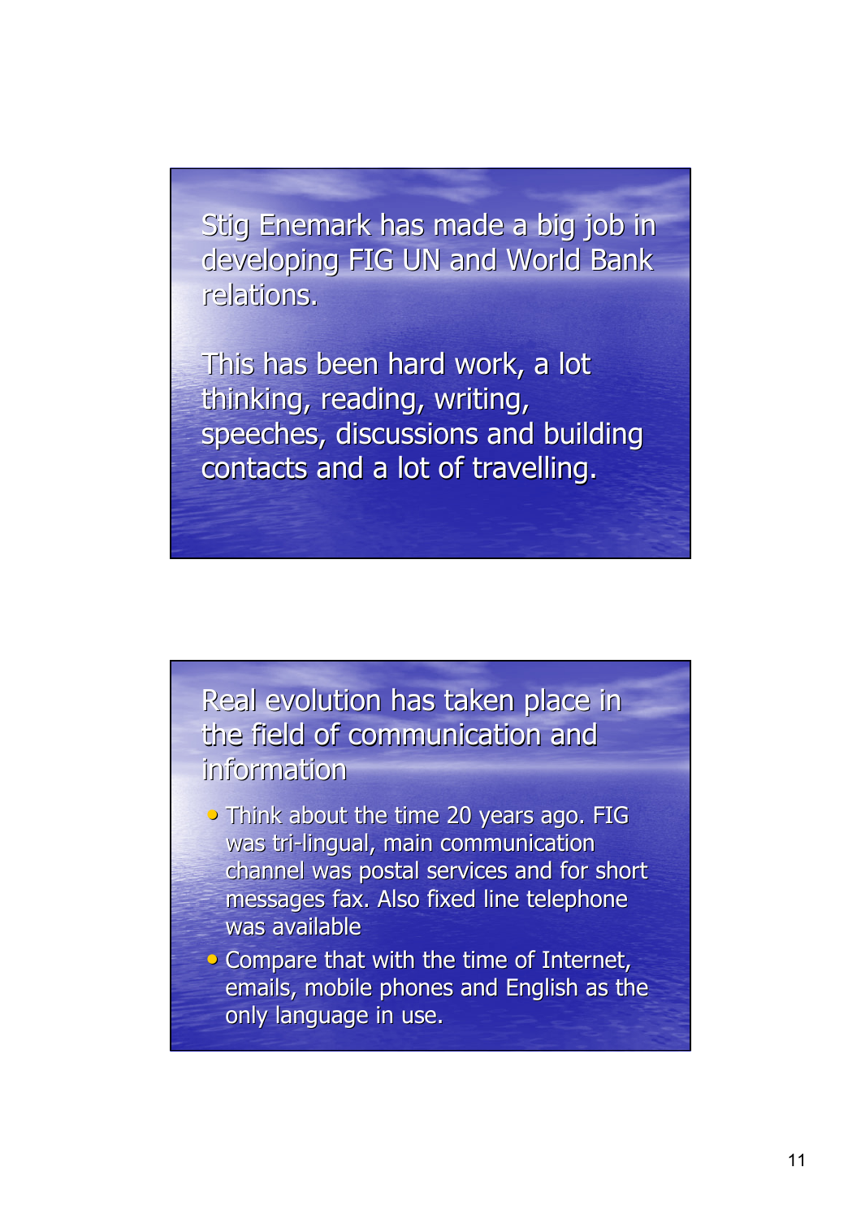Stig Enemark has made a big job in developing FIG UN and World Bank relations.

This has been hard work, a lot thinking, reading, writing, speeches, discussions and building contacts and a lot of travelling.

## Real evolution has taken place in the field of communication and information

- Think about the time 20 years ago. FIG was tri-lingual, main communication channel was postal services and for short messages fax. Also fixed line telephone was available
- Compare that with the time of Internet, emails, mobile phones and English as the only language in use.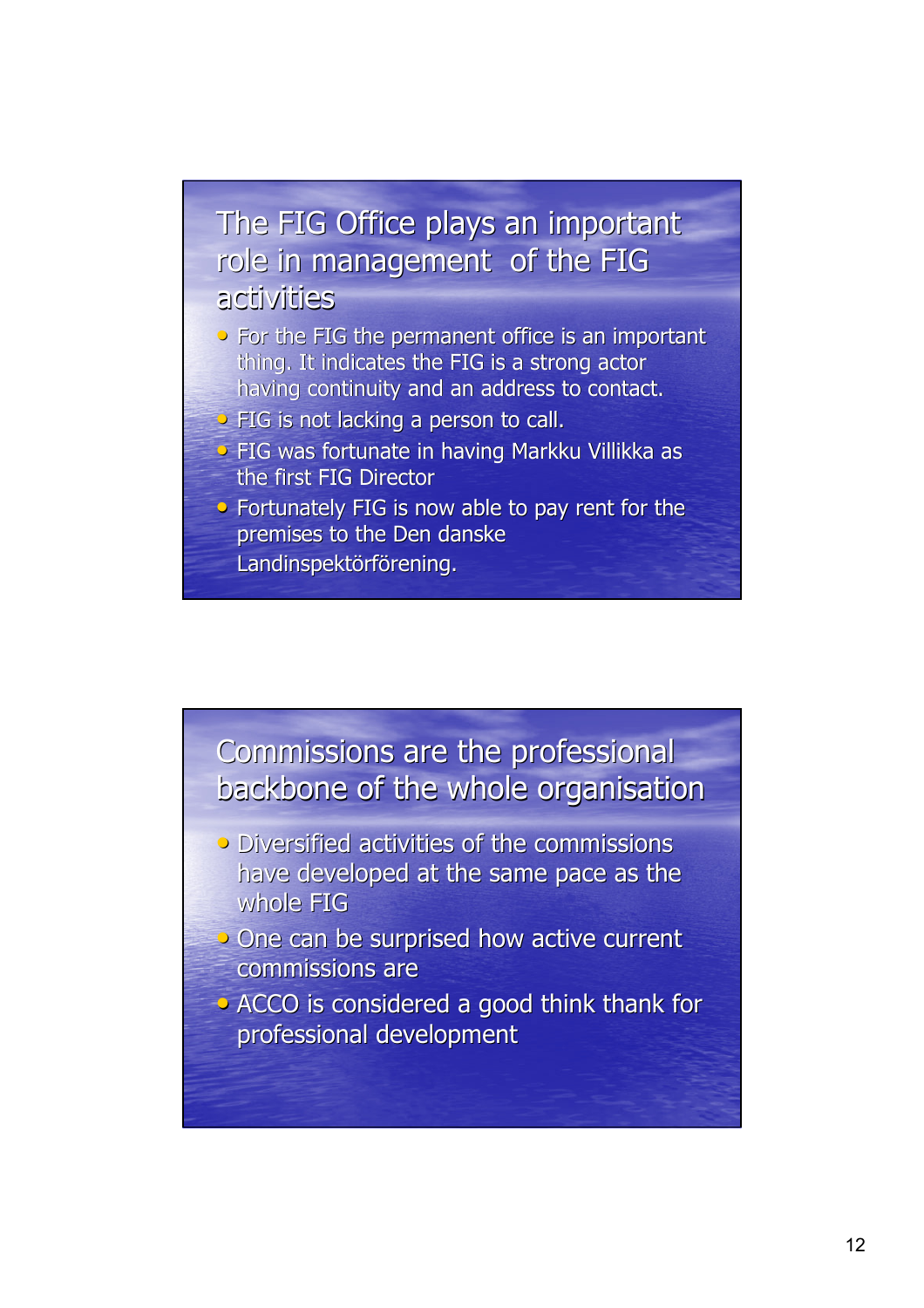## The FIG Office plays an important role in management of the FIG activities

- For the FIG the permanent office is an important thing. It indicates the FIG is a strong actor having continuity and an address to contact.
- FIG is not lacking a person to call.
- FIG was fortunate in having Markku Villikka as the first FIG Director
- Fortunately FIG is now able to pay rent for the premises to the Den danske Landinspektörförening.

## Commissions are the professional backbone of the whole organisation

- Diversified activities of the commissions have developed at the same pace as the whole FIG
- One can be surprised how active current commissions are
- ACCO is considered a good think thank for professional development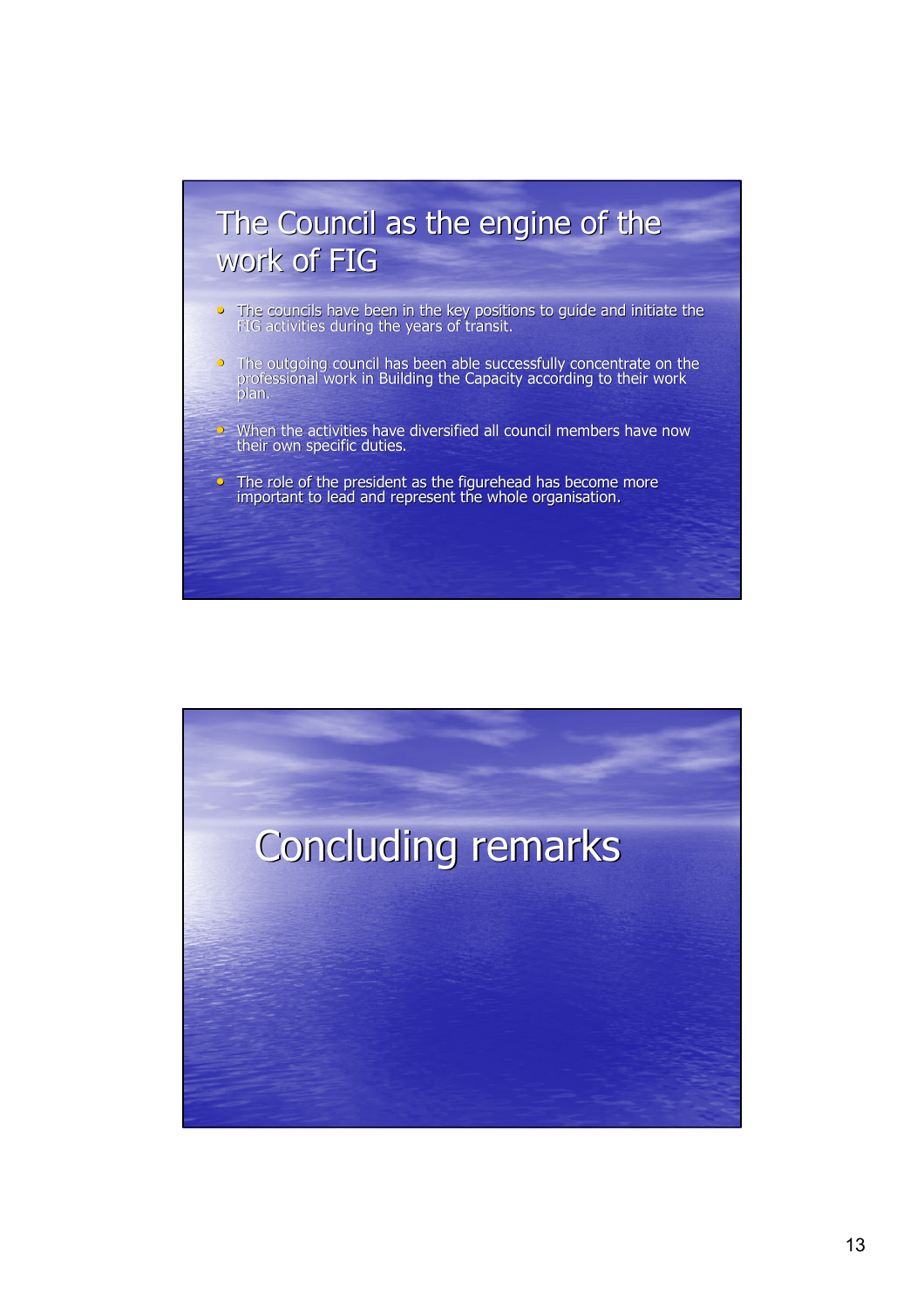## The Council as the engine of the work of FIG

- The councils have been in the key positions to guide and initiate the FIG activities during the years of transit.
- The outgoing council has been able successfully concentrate on the professional work in Building the Capacity according to their work plan.
- When the activities have diversified all council members have now their own specific duties.
- The role of the president as the figurehead has become more important to lead and represent the whole organisation.

## Concluding remarks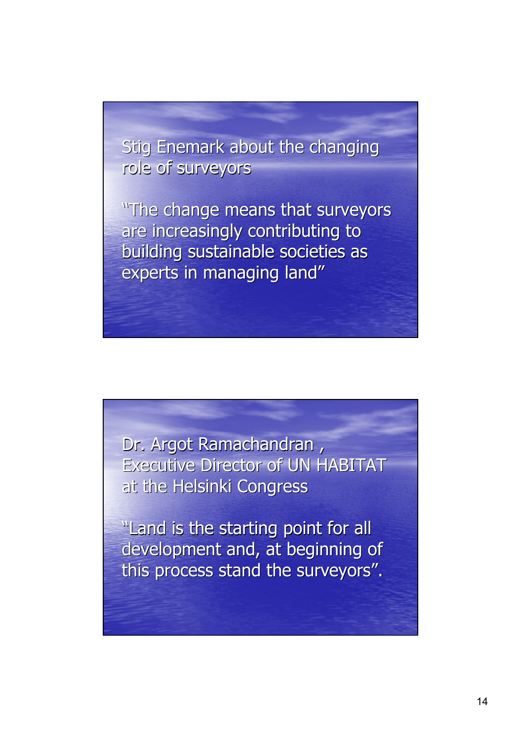Stig Enemark about the changing role of surveyors

"The change means that surveyors are increasingly contributing to building sustainable societies as experts in managing land"

---

Dr. Argot Ramachandran , Executive Director of UN HABITAT at the Helsinki Congress

"Land is the starting point for all development and, at beginning of this process stand the surveyors".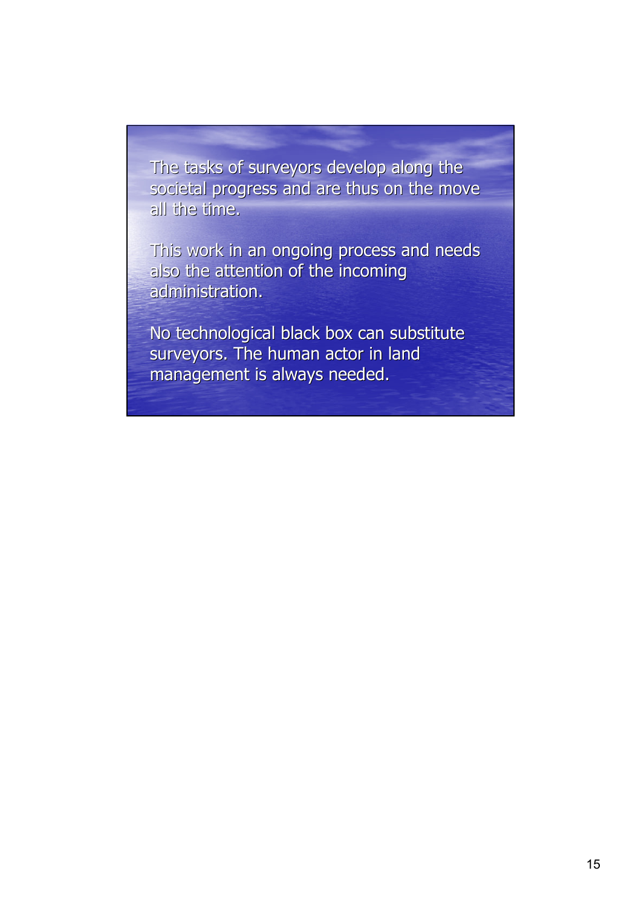The tasks of surveyors develop along the societal progress and are thus on the move all the time.

This work in an ongoing process and needs also the attention of the incoming administration.

No technological black box can substitute surveyors. The human actor in land management is always needed.